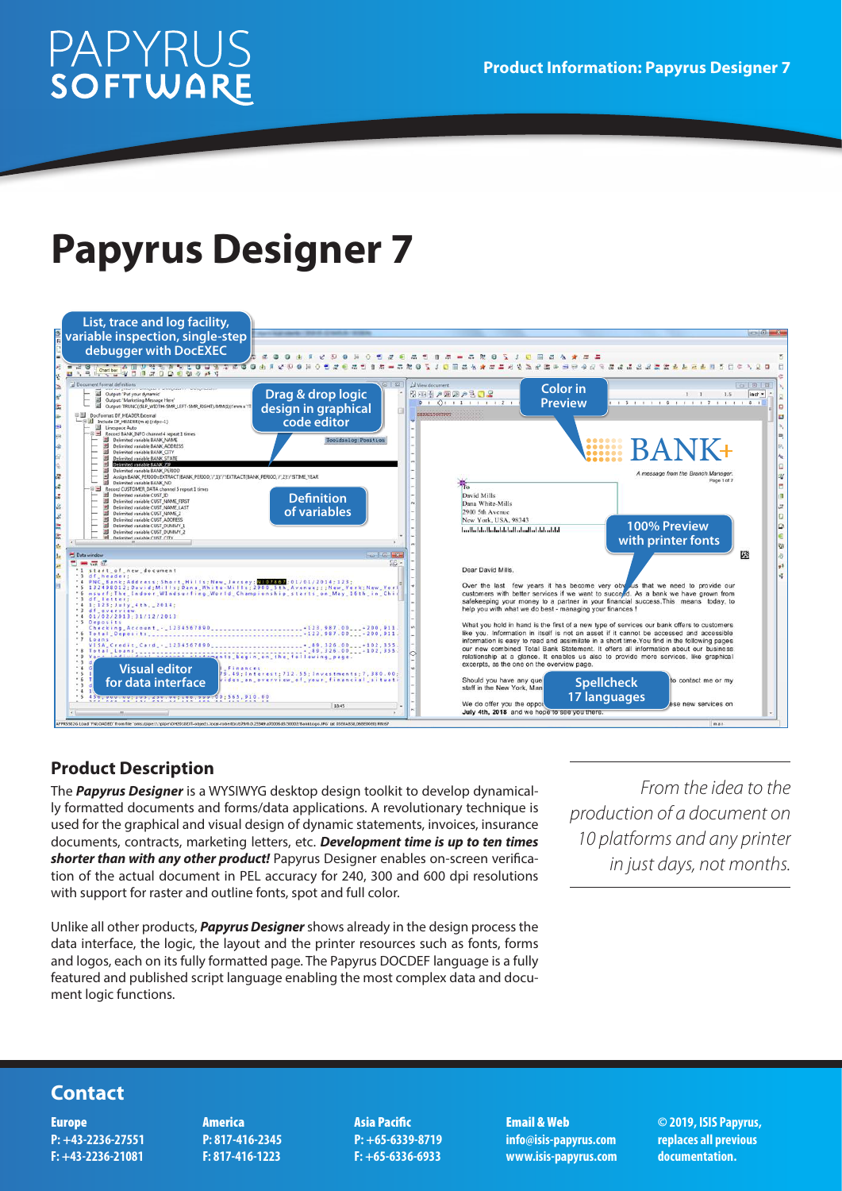# Papyrus Designer 7

## Product Description

The ***Papyrus Designer*** is a WYSIWYG desktop design toolkit to develop dynamically formatted documents and forms/data applications. A revolutionary technique is used for the graphical and visual design of dynamic statements, invoices, insurance documents, contracts, marketing letters, etc. ***Development time is up to ten times shorter than with any other product!*** Papyrus Designer enables on-screen verification of the actual document in PEL accuracy for 240, 300 and 600 dpi resolutions with support for raster and outline fonts, spot and full color.

Unlike all other products, ***Papyrus Designer*** shows already in the design process the data interface, the logic, the layout and the printer resources such as fonts, forms and logos, each on its fully formatted page. The Papyrus DOCDEF language is a fully featured and published script language enabling the most complex data and document logic functions.

*From the idea to the production of a document on 10 platforms and any printer in just days, not months.*

## Contact

**Europe**
**P: +43-2236-27551**
**F: +43-2236-21081**

**America**
**P: 817-416-2345**
**F: 817-416-1223**

**Asia Pacific**
**P: +65-6339-8719**
**F: +65-6336-6933**

**Email & Web**
**info@isis-papyrus.com**
**www.isis-papyrus.com**

**© 2019, ISIS Papyrus, replaces all previous documentation.**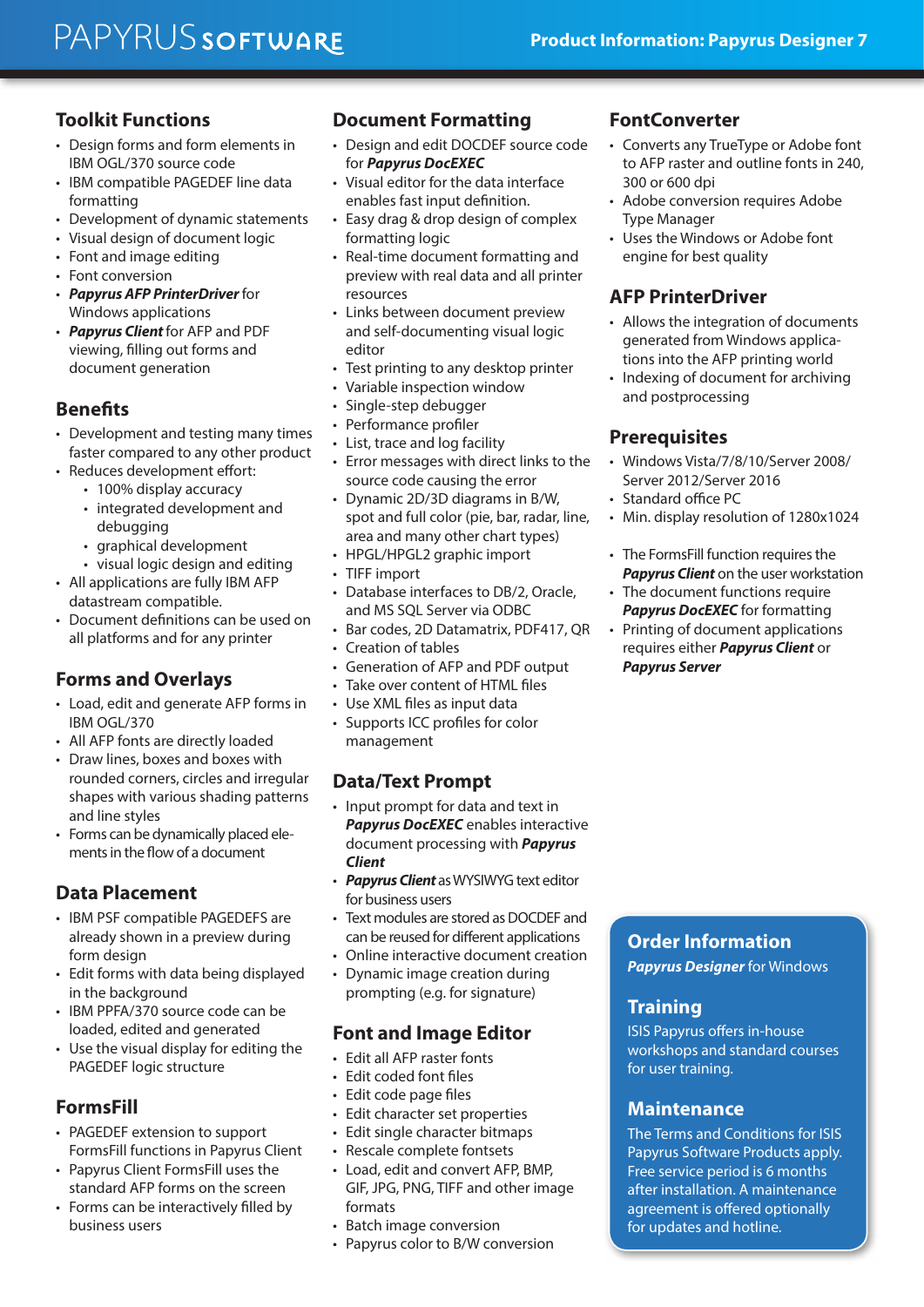## Toolkit Functions

- Design forms and form elements in IBM OGL/370 source code
- IBM compatible PAGEDEF line data formatting
- Development of dynamic statements
- Visual design of document logic
- Font and image editing
- Font conversion
- ***Papyrus AFP PrinterDriver*** for Windows applications
- ***Papyrus Client*** for AFP and PDF viewing, filling out forms and document generation

## Benefits

- Development and testing many times faster compared to any other product
- Reduces development effort:
  - 100% display accuracy
  - integrated development and debugging
  - graphical development
  - visual logic design and editing
- All applications are fully IBM AFP datastream compatible.
- Document definitions can be used on all platforms and for any printer

## Forms and Overlays

- Load, edit and generate AFP forms in IBM OGL/370
- All AFP fonts are directly loaded
- Draw lines, boxes and boxes with rounded corners, circles and irregular shapes with various shading patterns and line styles
- Forms can be dynamically placed elements in the flow of a document

## Data Placement

- IBM PSF compatible PAGEDEFS are already shown in a preview during form design
- Edit forms with data being displayed in the background
- IBM PPFA/370 source code can be loaded, edited and generated
- Use the visual display for editing the PAGEDEF logic structure

## FormsFill

- PAGEDEF extension to support FormsFill functions in Papyrus Client
- Papyrus Client FormsFill uses the standard AFP forms on the screen
- Forms can be interactively filled by business users

## Document Formatting

- Design and edit DOCDEF source code for ***Papyrus DocEXEC***
- Visual editor for the data interface enables fast input definition.
- Easy drag & drop design of complex formatting logic
- Real-time document formatting and preview with real data and all printer resources
- Links between document preview and self-documenting visual logic editor
- Test printing to any desktop printer
- Variable inspection window
- Single-step debugger
- Performance profiler
- List, trace and log facility
- Error messages with direct links to the source code causing the error
- Dynamic 2D/3D diagrams in B/W, spot and full color (pie, bar, radar, line, area and many other chart types)
- HPGL/HPGL2 graphic import
- TIFF import
- Database interfaces to DB/2, Oracle, and MS SQL Server via ODBC
- Bar codes, 2D Datamatrix, PDF417, QR
- Creation of tables
- Generation of AFP and PDF output
- Take over content of HTML files
- Use XML files as input data
- Supports ICC profiles for color management

## Data/Text Prompt

- Input prompt for data and text in ***Papyrus DocEXEC*** enables interactive document processing with ***Papyrus Client***
- ***Papyrus Client*** as WYSIWYG text editor for business users
- Text modules are stored as DOCDEF and can be reused for different applications
- Online interactive document creation
- Dynamic image creation during prompting (e.g. for signature)

## Font and Image Editor

- Edit all AFP raster fonts
- Edit coded font files
- Edit code page files
- Edit character set properties
- Edit single character bitmaps
- Rescale complete fontsets
- Load, edit and convert AFP, BMP, GIF, JPG, PNG, TIFF and other image formats
- Batch image conversion
- Papyrus color to B/W conversion

## FontConverter

- Converts any TrueType or Adobe font to AFP raster and outline fonts in 240, 300 or 600 dpi
- Adobe conversion requires Adobe Type Manager
- Uses the Windows or Adobe font engine for best quality

## AFP PrinterDriver

- Allows the integration of documents generated from Windows applications into the AFP printing world
- Indexing of document for archiving and postprocessing

## Prerequisites

- Windows Vista/7/8/10/Server 2008/ Server 2012/Server 2016
- Standard office PC
- Min. display resolution of 1280x1024

- The FormsFill function requires the ***Papyrus Client*** on the user workstation
- The document functions require ***Papyrus DocEXEC*** for formatting
- Printing of document applications requires either ***Papyrus Client*** or ***Papyrus Server***

## Order Information

***Papyrus Designer*** for Windows

## Training

ISIS Papyrus offers in-house workshops and standard courses for user training.

## Maintenance

The Terms and Conditions for ISIS Papyrus Software Products apply. Free service period is 6 months after installation. A maintenance agreement is offered optionally for updates and hotline.